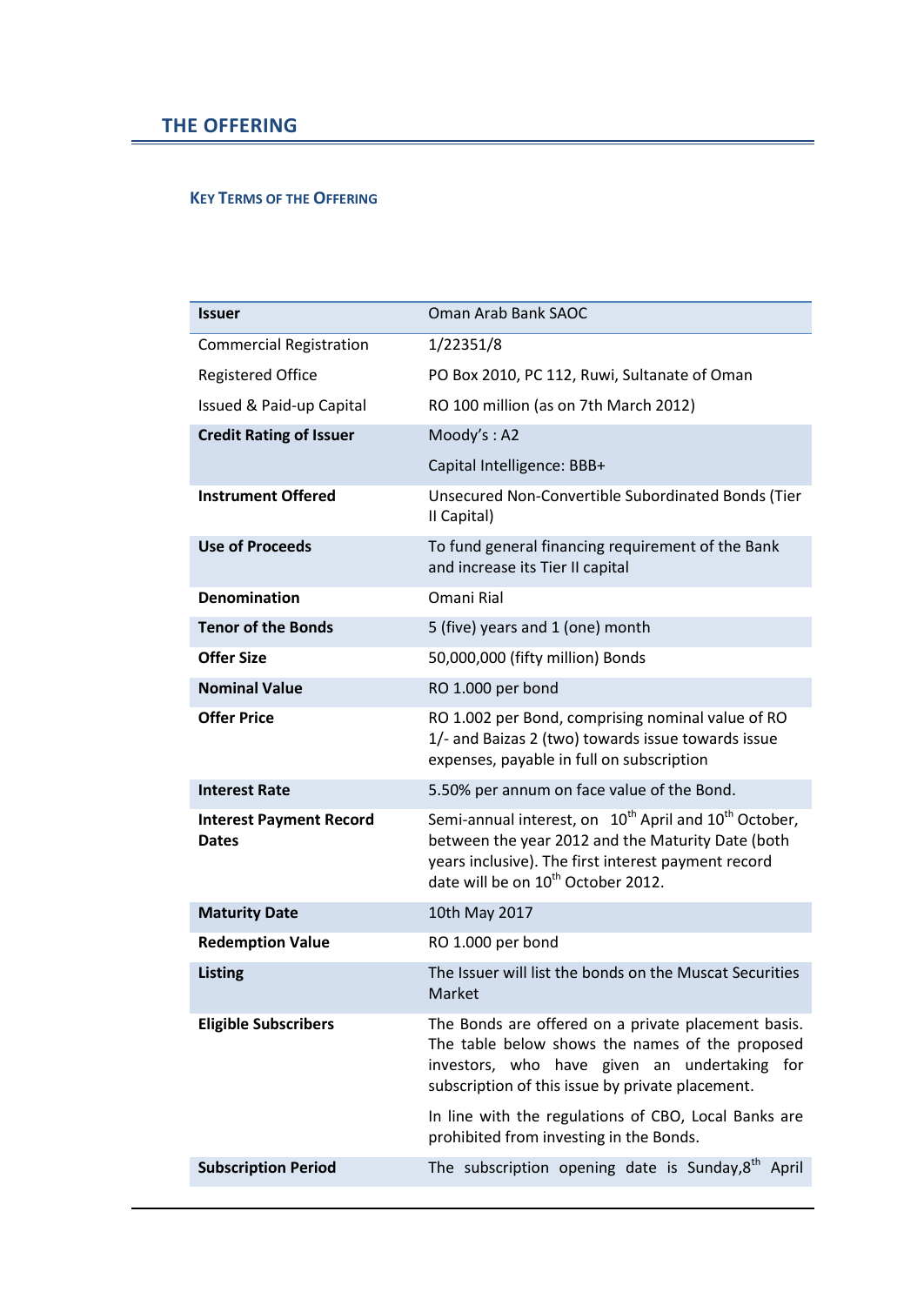# THE OFFERING

## KEY TERMS OF THE OFFERING

| Issuer | Oman Arab Bank SAOC |
|---|---|
| Commercial Registration | 1/22351/8 |
| Registered Office | PO Box 2010, PC 112, Ruwi, Sultanate of Oman |
| Issued & Paid-up Capital | RO 100 million (as on 7th March 2012) |
| **Credit Rating of Issuer** | Moody's : A2<br>Capital Intelligence: BBB+ |
| **Instrument Offered** | Unsecured Non-Convertible Subordinated Bonds (Tier II Capital) |
| **Use of Proceeds** | To fund general financing requirement of the Bank and increase its Tier II capital |
| **Denomination** | Omani Rial |
| **Tenor of the Bonds** | 5 (five) years and 1 (one) month |
| **Offer Size** | 50,000,000 (fifty million) Bonds |
| **Nominal Value** | RO 1.000 per bond |
| **Offer Price** | RO 1.002 per Bond, comprising nominal value of RO 1/- and Baizas 2 (two) towards issue towards issue expenses, payable in full on subscription |
| **Interest Rate** | 5.50% per annum on face value of the Bond. |
| **Interest Payment Record Dates** | Semi-annual interest, on 10th April and 10th October, between the year 2012 and the Maturity Date (both years inclusive). The first interest payment record date will be on 10th October 2012. |
| **Maturity Date** | 10th May 2017 |
| **Redemption Value** | RO 1.000 per bond |
| **Listing** | The Issuer will list the bonds on the Muscat Securities Market |
| **Eligible Subscribers** | The Bonds are offered on a private placement basis. The table below shows the names of the proposed investors, who have given an undertaking for subscription of this issue by private placement.<br>In line with the regulations of CBO, Local Banks are prohibited from investing in the Bonds. |
| **Subscription Period** | The subscription opening date is Sunday,8th April |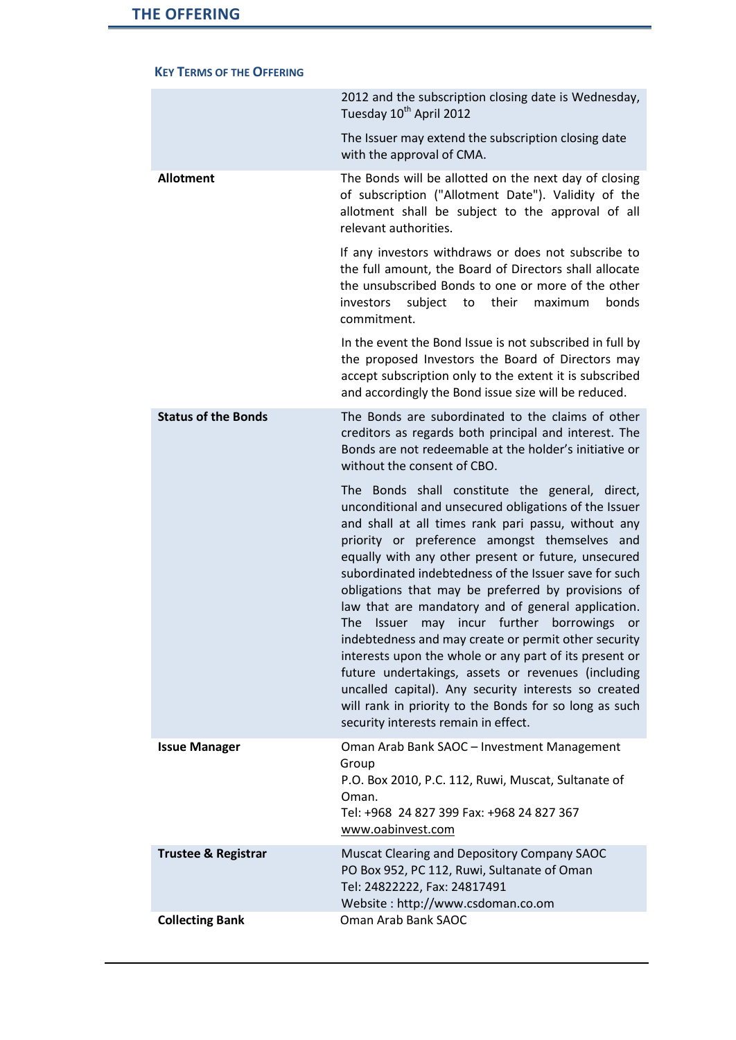## THE OFFERING

### Key Terms of the Offering

| | |
|---|---|
| | 2012 and the subscription closing date is Wednesday, Tuesday 10th April 2012<br><br>The Issuer may extend the subscription closing date with the approval of CMA. |
| **Allotment** | The Bonds will be allotted on the next day of closing of subscription ("Allotment Date"). Validity of the allotment shall be subject to the approval of all relevant authorities.<br><br>If any investors withdraws or does not subscribe to the full amount, the Board of Directors shall allocate the unsubscribed Bonds to one or more of the other investors subject to their maximum bonds commitment.<br><br>In the event the Bond Issue is not subscribed in full by the proposed Investors the Board of Directors may accept subscription only to the extent it is subscribed and accordingly the Bond issue size will be reduced. |
| **Status of the Bonds** | The Bonds are subordinated to the claims of other creditors as regards both principal and interest. The Bonds are not redeemable at the holder's initiative or without the consent of CBO.<br><br>The Bonds shall constitute the general, direct, unconditional and unsecured obligations of the Issuer and shall at all times rank pari passu, without any priority or preference amongst themselves and equally with any other present or future, unsecured subordinated indebtedness of the Issuer save for such obligations that may be preferred by provisions of law that are mandatory and of general application. The Issuer may incur further borrowings or indebtedness and may create or permit other security interests upon the whole or any part of its present or future undertakings, assets or revenues (including uncalled capital). Any security interests so created will rank in priority to the Bonds for so long as such security interests remain in effect. |
| **Issue Manager** | Oman Arab Bank SAOC – Investment Management Group<br>P.O. Box 2010, P.C. 112, Ruwi, Muscat, Sultanate of Oman.<br>Tel: +968 24 827 399 Fax: +968 24 827 367<br>www.oabinvest.com |
| **Trustee & Registrar** | Muscat Clearing and Depository Company SAOC<br>PO Box 952, PC 112, Ruwi, Sultanate of Oman<br>Tel: 24822222, Fax: 24817491<br>Website : http://www.csdoman.co.om |
| **Collecting Bank** | Oman Arab Bank SAOC |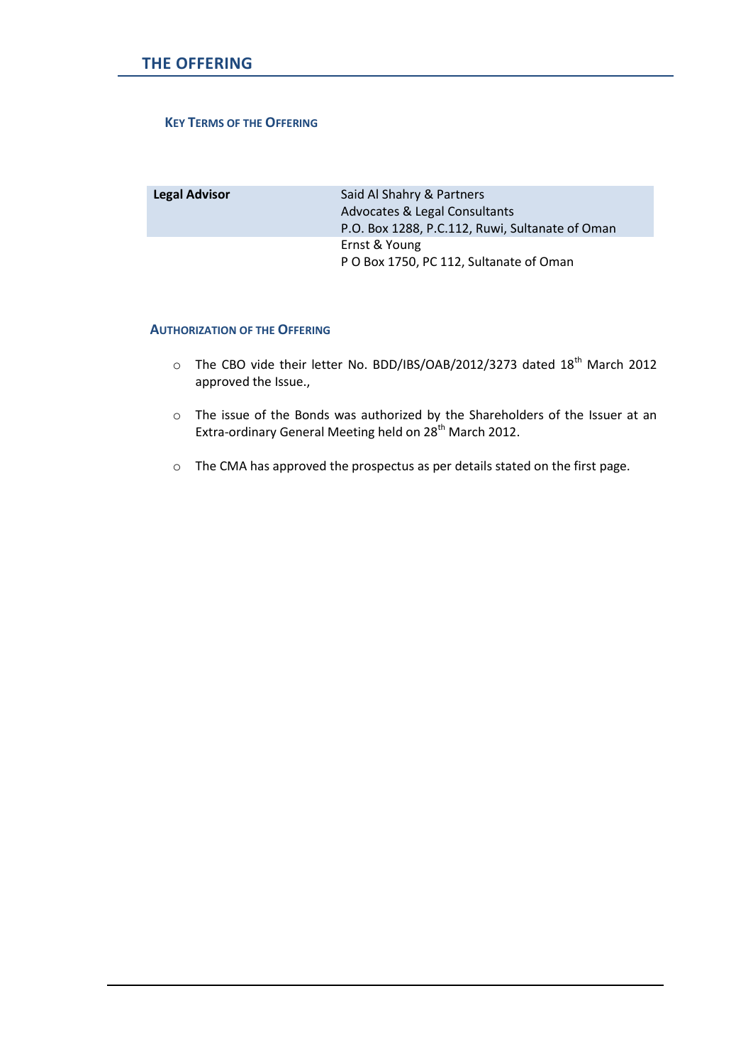# THE OFFERING

## Key Terms of the Offering

| | |
|---|---|
| **Legal Advisor** | Said Al Shahry & Partners<br>Advocates & Legal Consultants<br>P.O. Box 1288, P.C.112, Ruwi, Sultanate of Oman |
| | Ernst & Young<br>P O Box 1750, PC 112, Sultanate of Oman |

## Authorization of the Offering

- The CBO vide their letter No. BDD/IBS/OAB/2012/3273 dated 18th March 2012 approved the Issue.,
- The issue of the Bonds was authorized by the Shareholders of the Issuer at an Extra-ordinary General Meeting held on 28th March 2012.
- The CMA has approved the prospectus as per details stated on the first page.